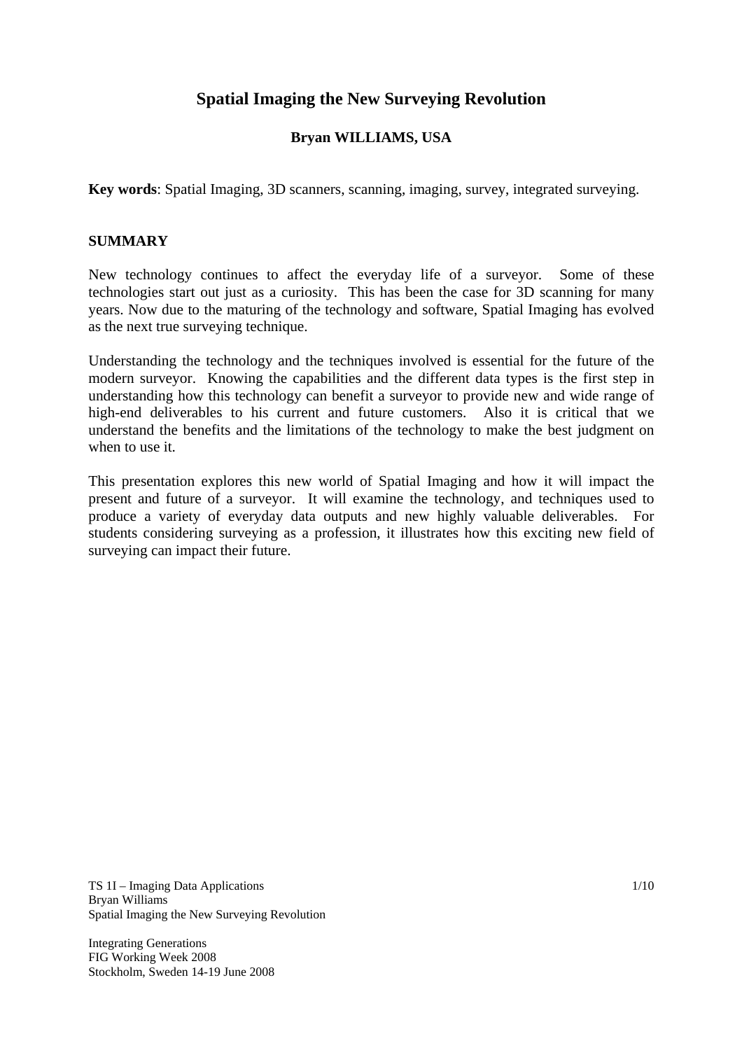# Spatial Imaging the New Surveying Revolution

**Bryan WILLIAMS, USA**

**Key words**: Spatial Imaging, 3D scanners, scanning, imaging, survey, integrated surveying.

## SUMMARY

New technology continues to affect the everyday life of a surveyor. Some of these technologies start out just as a curiosity. This has been the case for 3D scanning for many years. Now due to the maturing of the technology and software, Spatial Imaging has evolved as the next true surveying technique.

Understanding the technology and the techniques involved is essential for the future of the modern surveyor. Knowing the capabilities and the different data types is the first step in understanding how this technology can benefit a surveyor to provide new and wide range of high-end deliverables to his current and future customers. Also it is critical that we understand the benefits and the limitations of the technology to make the best judgment on when to use it.

This presentation explores this new world of Spatial Imaging and how it will impact the present and future of a surveyor. It will examine the technology, and techniques used to produce a variety of everyday data outputs and new highly valuable deliverables. For students considering surveying as a profession, it illustrates how this exciting new field of surveying can impact their future.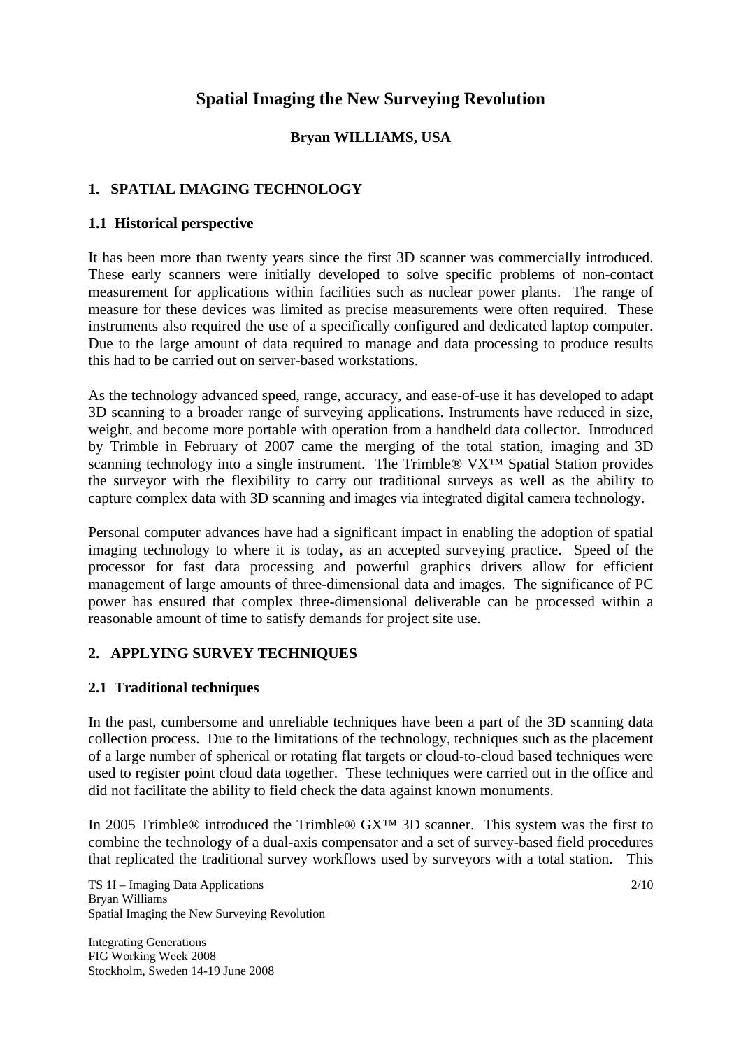# Spatial Imaging the New Surveying Revolution

**Bryan WILLIAMS, USA**

## 1. SPATIAL IMAGING TECHNOLOGY

### 1.1 Historical perspective

It has been more than twenty years since the first 3D scanner was commercially introduced. These early scanners were initially developed to solve specific problems of non-contact measurement for applications within facilities such as nuclear power plants. The range of measure for these devices was limited as precise measurements were often required. These instruments also required the use of a specifically configured and dedicated laptop computer. Due to the large amount of data required to manage and data processing to produce results this had to be carried out on server-based workstations.

As the technology advanced speed, range, accuracy, and ease-of-use it has developed to adapt 3D scanning to a broader range of surveying applications. Instruments have reduced in size, weight, and become more portable with operation from a handheld data collector. Introduced by Trimble in February of 2007 came the merging of the total station, imaging and 3D scanning technology into a single instrument. The Trimble® VX™ Spatial Station provides the surveyor with the flexibility to carry out traditional surveys as well as the ability to capture complex data with 3D scanning and images via integrated digital camera technology.

Personal computer advances have had a significant impact in enabling the adoption of spatial imaging technology to where it is today, as an accepted surveying practice. Speed of the processor for fast data processing and powerful graphics drivers allow for efficient management of large amounts of three-dimensional data and images. The significance of PC power has ensured that complex three-dimensional deliverable can be processed within a reasonable amount of time to satisfy demands for project site use.

## 2. APPLYING SURVEY TECHNIQUES

### 2.1 Traditional techniques

In the past, cumbersome and unreliable techniques have been a part of the 3D scanning data collection process. Due to the limitations of the technology, techniques such as the placement of a large number of spherical or rotating flat targets or cloud-to-cloud based techniques were used to register point cloud data together. These techniques were carried out in the office and did not facilitate the ability to field check the data against known monuments.

In 2005 Trimble® introduced the Trimble® GX™ 3D scanner. This system was the first to combine the technology of a dual-axis compensator and a set of survey-based field procedures that replicated the traditional survey workflows used by surveyors with a total station. This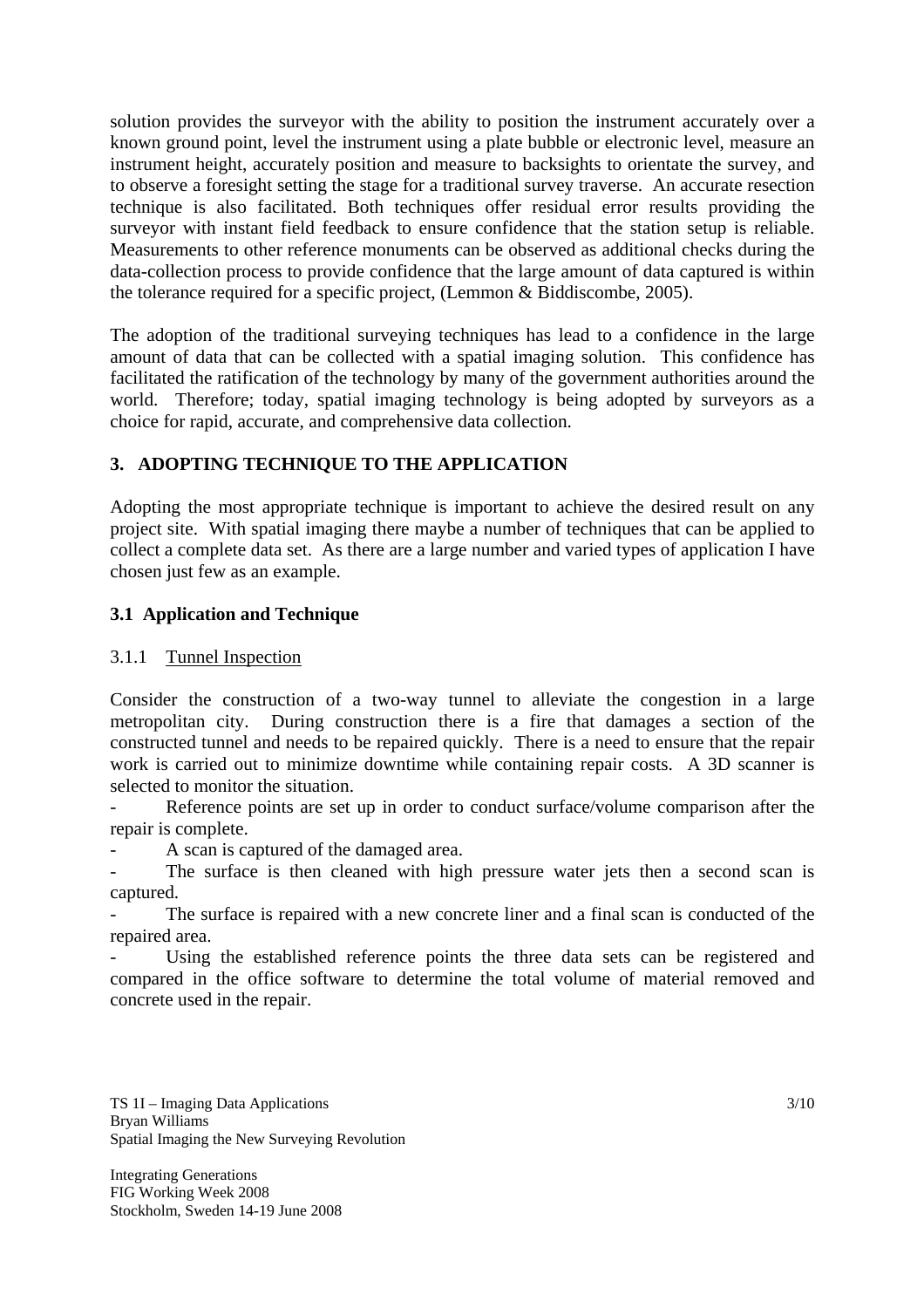solution provides the surveyor with the ability to position the instrument accurately over a known ground point, level the instrument using a plate bubble or electronic level, measure an instrument height, accurately position and measure to backsights to orientate the survey, and to observe a foresight setting the stage for a traditional survey traverse. An accurate resection technique is also facilitated. Both techniques offer residual error results providing the surveyor with instant field feedback to ensure confidence that the station setup is reliable. Measurements to other reference monuments can be observed as additional checks during the data-collection process to provide confidence that the large amount of data captured is within the tolerance required for a specific project, (Lemmon & Biddiscombe, 2005).

The adoption of the traditional surveying techniques has lead to a confidence in the large amount of data that can be collected with a spatial imaging solution. This confidence has facilitated the ratification of the technology by many of the government authorities around the world. Therefore; today, spatial imaging technology is being adopted by surveyors as a choice for rapid, accurate, and comprehensive data collection.

## 3. ADOPTING TECHNIQUE TO THE APPLICATION

Adopting the most appropriate technique is important to achieve the desired result on any project site. With spatial imaging there maybe a number of techniques that can be applied to collect a complete data set. As there are a large number and varied types of application I have chosen just few as an example.

### 3.1 Application and Technique

#### 3.1.1 Tunnel Inspection

Consider the construction of a two-way tunnel to alleviate the congestion in a large metropolitan city. During construction there is a fire that damages a section of the constructed tunnel and needs to be repaired quickly. There is a need to ensure that the repair work is carried out to minimize downtime while containing repair costs. A 3D scanner is selected to monitor the situation.

- Reference points are set up in order to conduct surface/volume comparison after the repair is complete.
- A scan is captured of the damaged area.
- The surface is then cleaned with high pressure water jets then a second scan is captured.
- The surface is repaired with a new concrete liner and a final scan is conducted of the repaired area.
- Using the established reference points the three data sets can be registered and compared in the office software to determine the total volume of material removed and concrete used in the repair.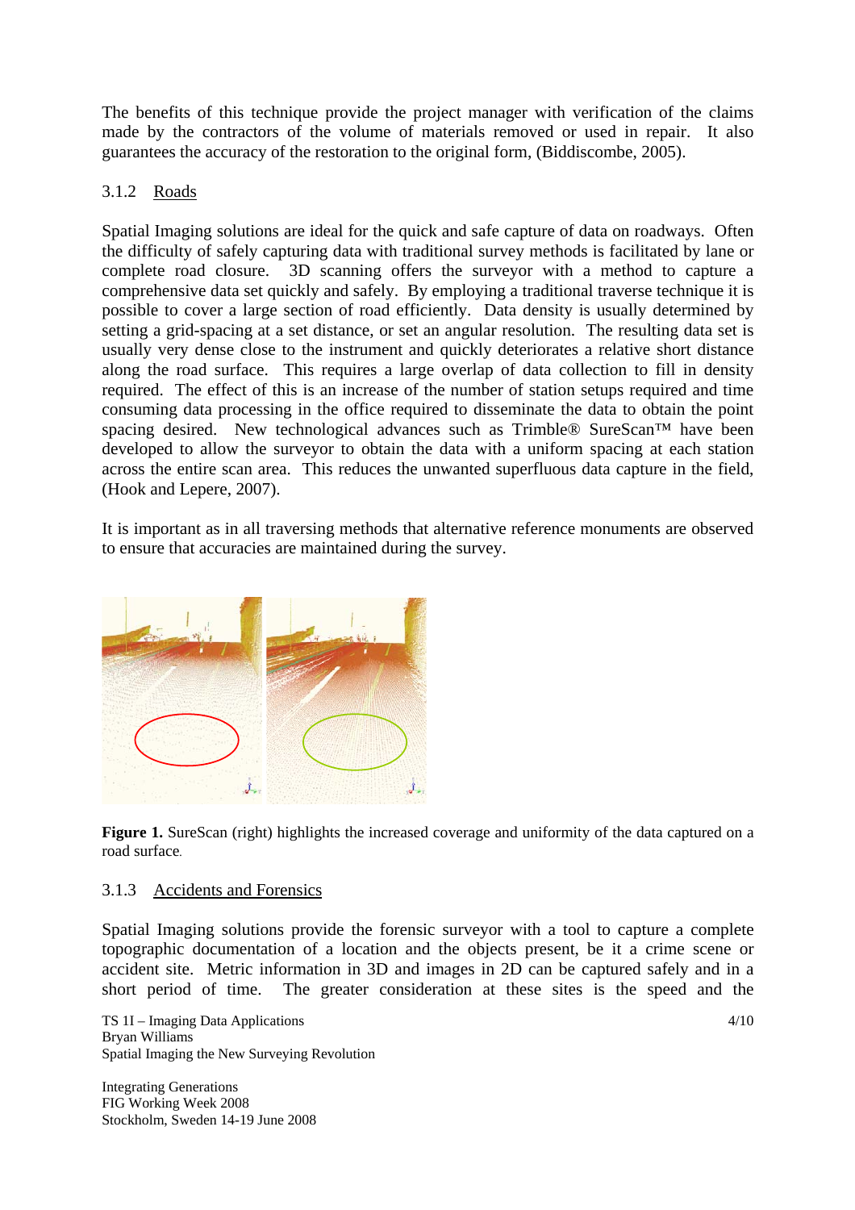The benefits of this technique provide the project manager with verification of the claims made by the contractors of the volume of materials removed or used in repair. It also guarantees the accuracy of the restoration to the original form, (Biddiscombe, 2005).

### 3.1.2 Roads

Spatial Imaging solutions are ideal for the quick and safe capture of data on roadways. Often the difficulty of safely capturing data with traditional survey methods is facilitated by lane or complete road closure. 3D scanning offers the surveyor with a method to capture a comprehensive data set quickly and safely. By employing a traditional traverse technique it is possible to cover a large section of road efficiently. Data density is usually determined by setting a grid-spacing at a set distance, or set an angular resolution. The resulting data set is usually very dense close to the instrument and quickly deteriorates a relative short distance along the road surface. This requires a large overlap of data collection to fill in density required. The effect of this is an increase of the number of station setups required and time consuming data processing in the office required to disseminate the data to obtain the point spacing desired. New technological advances such as Trimble® SureScan™ have been developed to allow the surveyor to obtain the data with a uniform spacing at each station across the entire scan area. This reduces the unwanted superfluous data capture in the field, (Hook and Lepere, 2007).

It is important as in all traversing methods that alternative reference monuments are observed to ensure that accuracies are maintained during the survey.

**Figure 1.** SureScan (right) highlights the increased coverage and uniformity of the data captured on a road surface.

### 3.1.3 Accidents and Forensics

Spatial Imaging solutions provide the forensic surveyor with a tool to capture a complete topographic documentation of a location and the objects present, be it a crime scene or accident site. Metric information in 3D and images in 2D can be captured safely and in a short period of time. The greater consideration at these sites is the speed and the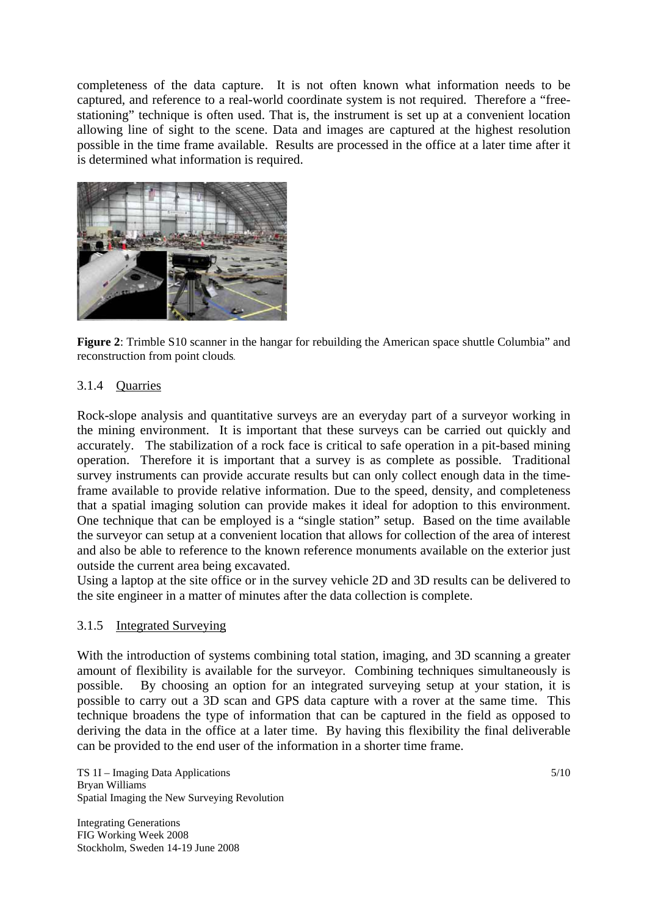completeness of the data capture. It is not often known what information needs to be captured, and reference to a real-world coordinate system is not required. Therefore a "free-stationing" technique is often used. That is, the instrument is set up at a convenient location allowing line of sight to the scene. Data and images are captured at the highest resolution possible in the time frame available. Results are processed in the office at a later time after it is determined what information is required.

**Figure 2**: Trimble S10 scanner in the hangar for rebuilding the American space shuttle Columbia" and reconstruction from point clouds.

#### 3.1.4 Quarries

Rock-slope analysis and quantitative surveys are an everyday part of a surveyor working in the mining environment. It is important that these surveys can be carried out quickly and accurately. The stabilization of a rock face is critical to safe operation in a pit-based mining operation. Therefore it is important that a survey is as complete as possible. Traditional survey instruments can provide accurate results but can only collect enough data in the time-frame available to provide relative information. Due to the speed, density, and completeness that a spatial imaging solution can provide makes it ideal for adoption to this environment. One technique that can be employed is a "single station" setup. Based on the time available the surveyor can setup at a convenient location that allows for collection of the area of interest and also be able to reference to the known reference monuments available on the exterior just outside the current area being excavated.

Using a laptop at the site office or in the survey vehicle 2D and 3D results can be delivered to the site engineer in a matter of minutes after the data collection is complete.

#### 3.1.5 Integrated Surveying

With the introduction of systems combining total station, imaging, and 3D scanning a greater amount of flexibility is available for the surveyor. Combining techniques simultaneously is possible. By choosing an option for an integrated surveying setup at your station, it is possible to carry out a 3D scan and GPS data capture with a rover at the same time. This technique broadens the type of information that can be captured in the field as opposed to deriving the data in the office at a later time. By having this flexibility the final deliverable can be provided to the end user of the information in a shorter time frame.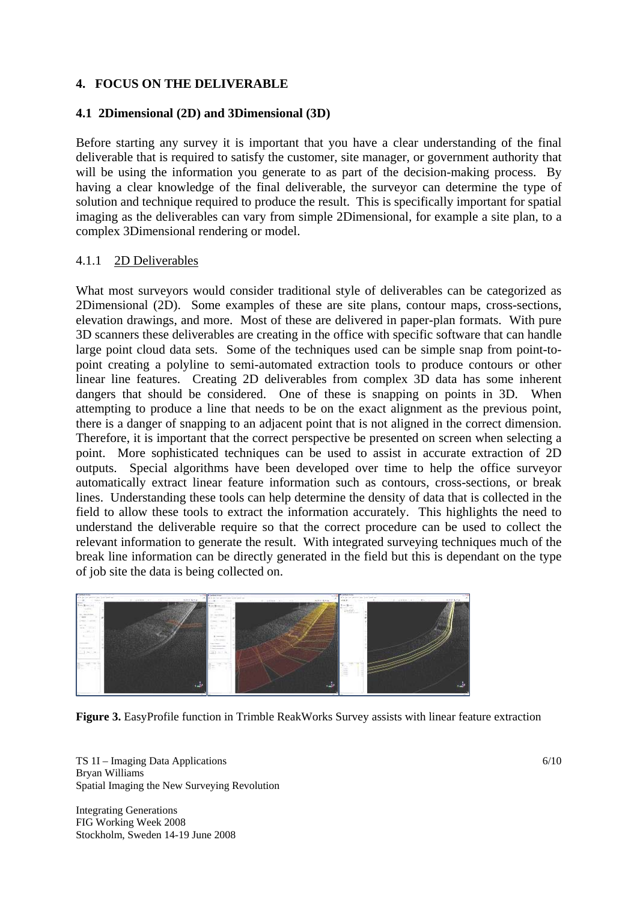## 4. FOCUS ON THE DELIVERABLE

### 4.1 2Dimensional (2D) and 3Dimensional (3D)

Before starting any survey it is important that you have a clear understanding of the final deliverable that is required to satisfy the customer, site manager, or government authority that will be using the information you generate to as part of the decision-making process. By having a clear knowledge of the final deliverable, the surveyor can determine the type of solution and technique required to produce the result. This is specifically important for spatial imaging as the deliverables can vary from simple 2Dimensional, for example a site plan, to a complex 3Dimensional rendering or model.

#### 4.1.1 2D Deliverables

What most surveyors would consider traditional style of deliverables can be categorized as 2Dimensional (2D). Some examples of these are site plans, contour maps, cross-sections, elevation drawings, and more. Most of these are delivered in paper-plan formats. With pure 3D scanners these deliverables are creating in the office with specific software that can handle large point cloud data sets. Some of the techniques used can be simple snap from point-to-point creating a polyline to semi-automated extraction tools to produce contours or other linear line features. Creating 2D deliverables from complex 3D data has some inherent dangers that should be considered. One of these is snapping on points in 3D. When attempting to produce a line that needs to be on the exact alignment as the previous point, there is a danger of snapping to an adjacent point that is not aligned in the correct dimension. Therefore, it is important that the correct perspective be presented on screen when selecting a point. More sophisticated techniques can be used to assist in accurate extraction of 2D outputs. Special algorithms have been developed over time to help the office surveyor automatically extract linear feature information such as contours, cross-sections, or break lines. Understanding these tools can help determine the density of data that is collected in the field to allow these tools to extract the information accurately. This highlights the need to understand the deliverable require so that the correct procedure can be used to collect the relevant information to generate the result. With integrated surveying techniques much of the break line information can be directly generated in the field but this is dependant on the type of job site the data is being collected on.

**Figure 3.** EasyProfile function in Trimble ReakWorks Survey assists with linear feature extraction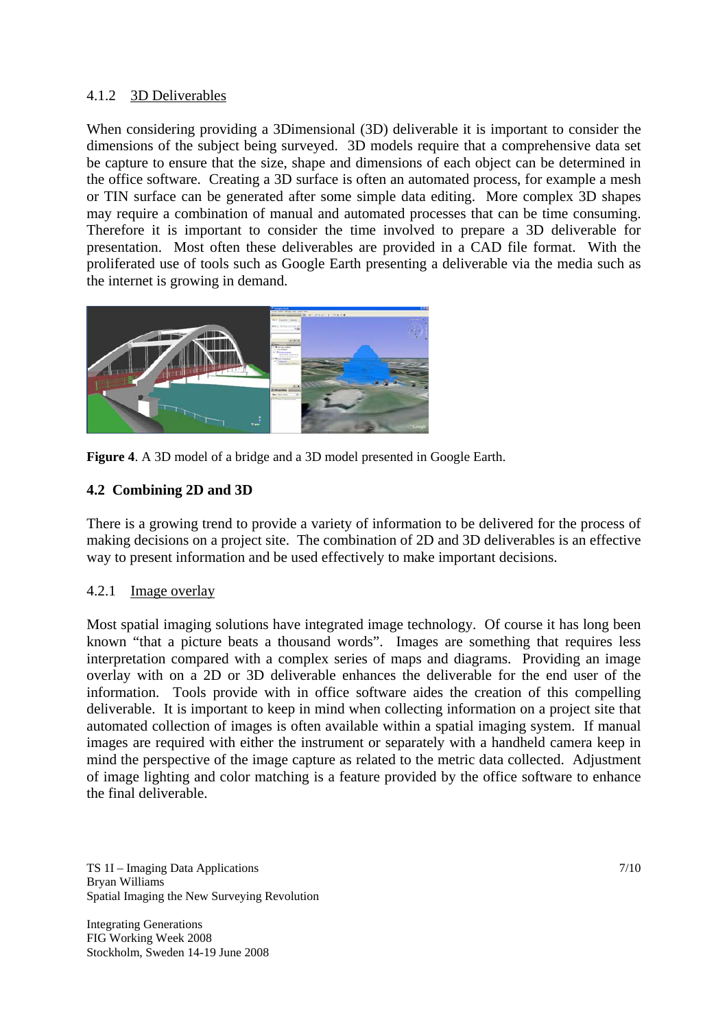#### 4.1.2 3D Deliverables

When considering providing a 3Dimensional (3D) deliverable it is important to consider the dimensions of the subject being surveyed. 3D models require that a comprehensive data set be capture to ensure that the size, shape and dimensions of each object can be determined in the office software. Creating a 3D surface is often an automated process, for example a mesh or TIN surface can be generated after some simple data editing. More complex 3D shapes may require a combination of manual and automated processes that can be time consuming. Therefore it is important to consider the time involved to prepare a 3D deliverable for presentation. Most often these deliverables are provided in a CAD file format. With the proliferated use of tools such as Google Earth presenting a deliverable via the media such as the internet is growing in demand.

**Figure 4**. A 3D model of a bridge and a 3D model presented in Google Earth.

### 4.2 Combining 2D and 3D

There is a growing trend to provide a variety of information to be delivered for the process of making decisions on a project site. The combination of 2D and 3D deliverables is an effective way to present information and be used effectively to make important decisions.

#### 4.2.1 Image overlay

Most spatial imaging solutions have integrated image technology. Of course it has long been known "that a picture beats a thousand words". Images are something that requires less interpretation compared with a complex series of maps and diagrams. Providing an image overlay with on a 2D or 3D deliverable enhances the deliverable for the end user of the information. Tools provide with in office software aides the creation of this compelling deliverable. It is important to keep in mind when collecting information on a project site that automated collection of images is often available within a spatial imaging system. If manual images are required with either the instrument or separately with a handheld camera keep in mind the perspective of the image capture as related to the metric data collected. Adjustment of image lighting and color matching is a feature provided by the office software to enhance the final deliverable.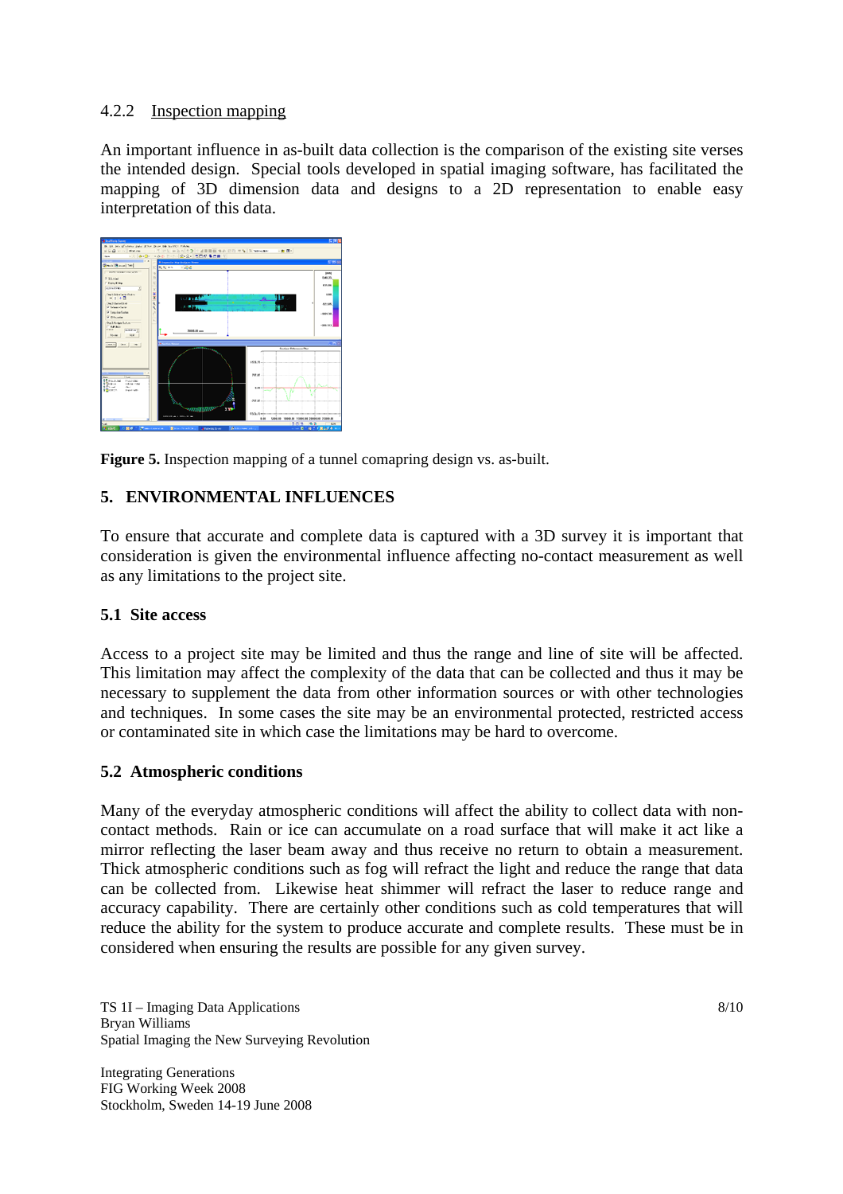#### 4.2.2 Inspection mapping

An important influence in as-built data collection is the comparison of the existing site verses the intended design. Special tools developed in spatial imaging software, has facilitated the mapping of 3D dimension data and designs to a 2D representation to enable easy interpretation of this data.

**Figure 5.** Inspection mapping of a tunnel comapring design vs. as-built.

## 5. ENVIRONMENTAL INFLUENCES

To ensure that accurate and complete data is captured with a 3D survey it is important that consideration is given the environmental influence affecting no-contact measurement as well as any limitations to the project site.

### 5.1 Site access

Access to a project site may be limited and thus the range and line of site will be affected. This limitation may affect the complexity of the data that can be collected and thus it may be necessary to supplement the data from other information sources or with other technologies and techniques. In some cases the site may be an environmental protected, restricted access or contaminated site in which case the limitations may be hard to overcome.

### 5.2 Atmospheric conditions

Many of the everyday atmospheric conditions will affect the ability to collect data with non-contact methods. Rain or ice can accumulate on a road surface that will make it act like a mirror reflecting the laser beam away and thus receive no return to obtain a measurement. Thick atmospheric conditions such as fog will refract the light and reduce the range that data can be collected from. Likewise heat shimmer will refract the laser to reduce range and accuracy capability. There are certainly other conditions such as cold temperatures that will reduce the ability for the system to produce accurate and complete results. These must be in considered when ensuring the results are possible for any given survey.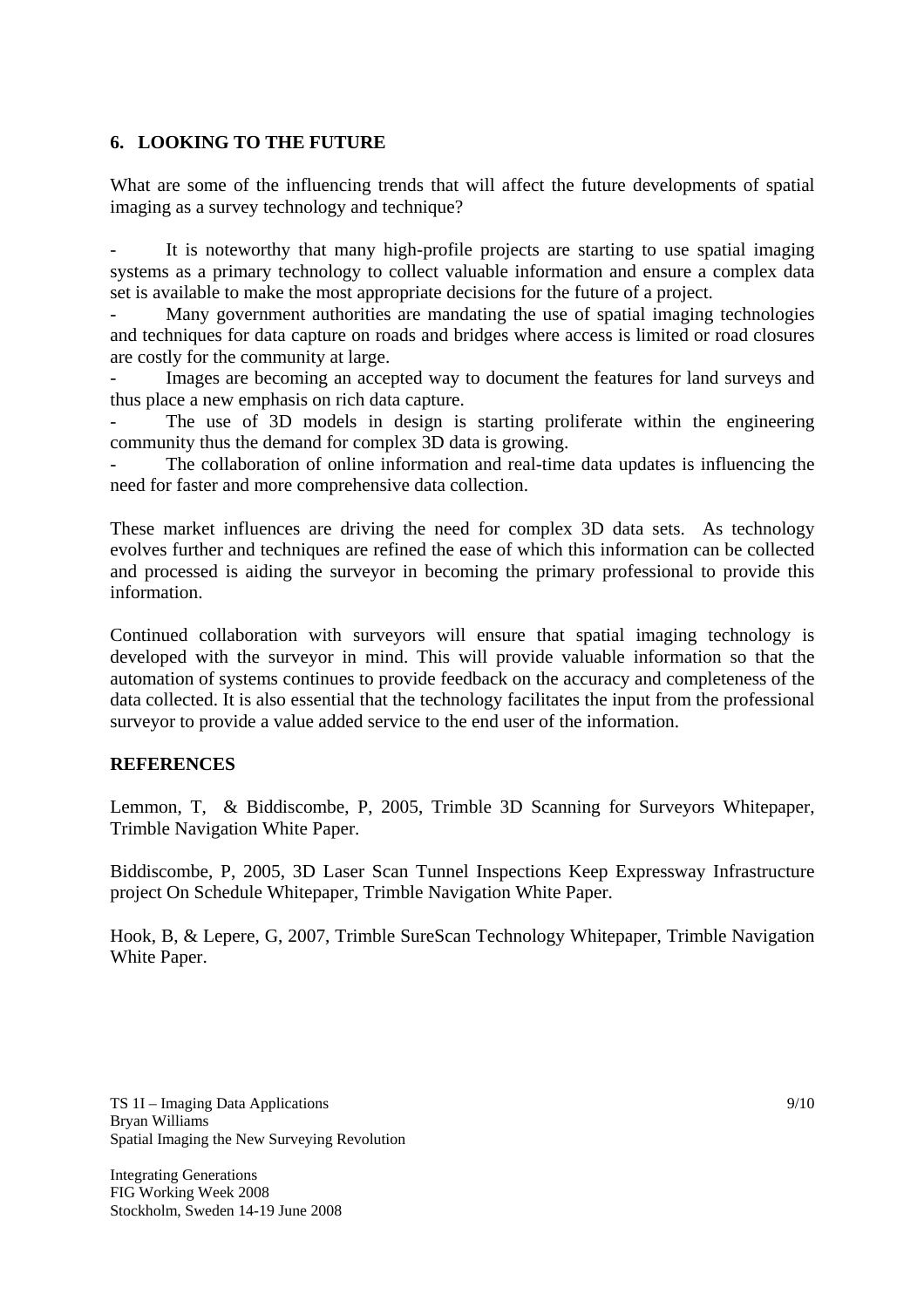## 6. LOOKING TO THE FUTURE

What are some of the influencing trends that will affect the future developments of spatial imaging as a survey technology and technique?

- It is noteworthy that many high-profile projects are starting to use spatial imaging systems as a primary technology to collect valuable information and ensure a complex data set is available to make the most appropriate decisions for the future of a project.
- Many government authorities are mandating the use of spatial imaging technologies and techniques for data capture on roads and bridges where access is limited or road closures are costly for the community at large.
- Images are becoming an accepted way to document the features for land surveys and thus place a new emphasis on rich data capture.
- The use of 3D models in design is starting proliferate within the engineering community thus the demand for complex 3D data is growing.
- The collaboration of online information and real-time data updates is influencing the need for faster and more comprehensive data collection.

These market influences are driving the need for complex 3D data sets. As technology evolves further and techniques are refined the ease of which this information can be collected and processed is aiding the surveyor in becoming the primary professional to provide this information.

Continued collaboration with surveyors will ensure that spatial imaging technology is developed with the surveyor in mind. This will provide valuable information so that the automation of systems continues to provide feedback on the accuracy and completeness of the data collected. It is also essential that the technology facilitates the input from the professional surveyor to provide a value added service to the end user of the information.

## REFERENCES

Lemmon, T, & Biddiscombe, P, 2005, Trimble 3D Scanning for Surveyors Whitepaper, Trimble Navigation White Paper.

Biddiscombe, P, 2005, 3D Laser Scan Tunnel Inspections Keep Expressway Infrastructure project On Schedule Whitepaper, Trimble Navigation White Paper.

Hook, B, & Lepere, G, 2007, Trimble SureScan Technology Whitepaper, Trimble Navigation White Paper.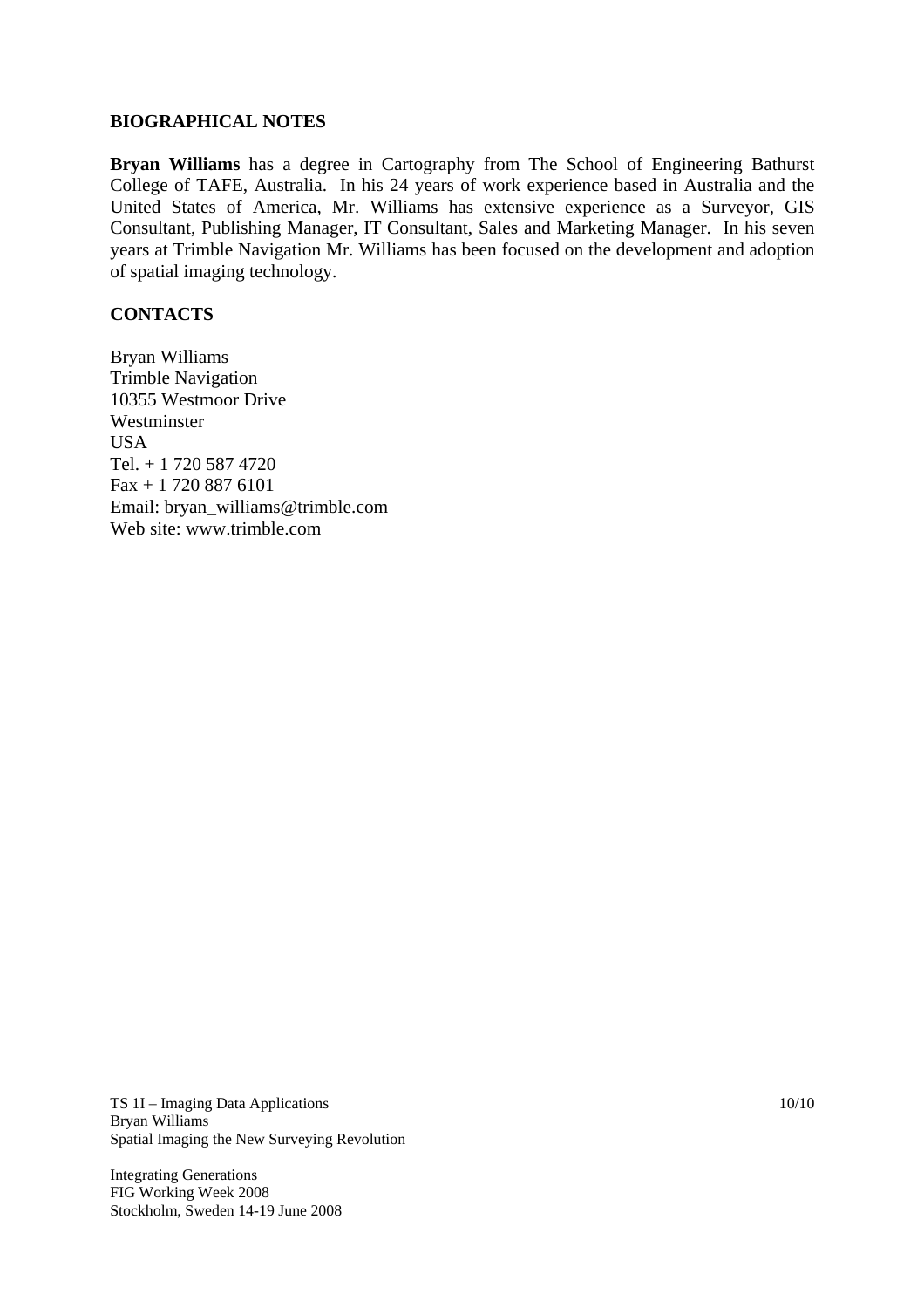## BIOGRAPHICAL NOTES

**Bryan Williams** has a degree in Cartography from The School of Engineering Bathurst College of TAFE, Australia. In his 24 years of work experience based in Australia and the United States of America, Mr. Williams has extensive experience as a Surveyor, GIS Consultant, Publishing Manager, IT Consultant, Sales and Marketing Manager. In his seven years at Trimble Navigation Mr. Williams has been focused on the development and adoption of spatial imaging technology.

## CONTACTS

Bryan Williams
Trimble Navigation
10355 Westmoor Drive
Westminster
USA
Tel. + 1 720 587 4720
Fax + 1 720 887 6101
Email: bryan_williams@trimble.com
Web site: www.trimble.com